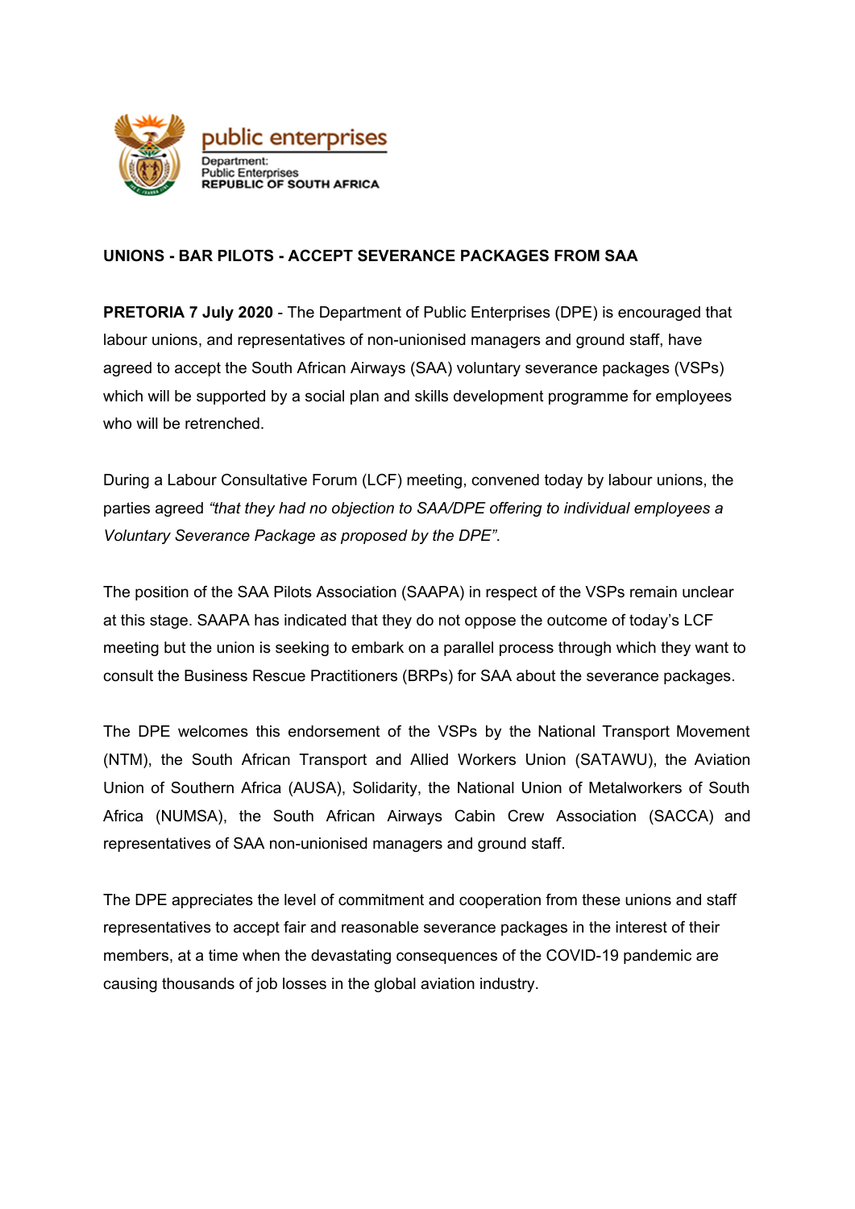public enterprises

Department:
Public Enterprises
REPUBLIC OF SOUTH AFRICA

**UNIONS - BAR PILOTS - ACCEPT SEVERANCE PACKAGES FROM SAA**

**PRETORIA 7 July 2020** - The Department of Public Enterprises (DPE) is encouraged that labour unions, and representatives of non-unionised managers and ground staff, have agreed to accept the South African Airways (SAA) voluntary severance packages (VSPs) which will be supported by a social plan and skills development programme for employees who will be retrenched.

During a Labour Consultative Forum (LCF) meeting, convened today by labour unions, the parties agreed *"that they had no objection to SAA/DPE offering to individual employees a Voluntary Severance Package as proposed by the DPE"*.

The position of the SAA Pilots Association (SAAPA) in respect of the VSPs remain unclear at this stage. SAAPA has indicated that they do not oppose the outcome of today's LCF meeting but the union is seeking to embark on a parallel process through which they want to consult the Business Rescue Practitioners (BRPs) for SAA about the severance packages.

The DPE welcomes this endorsement of the VSPs by the National Transport Movement (NTM), the South African Transport and Allied Workers Union (SATAWU), the Aviation Union of Southern Africa (AUSA), Solidarity, the National Union of Metalworkers of South Africa (NUMSA), the South African Airways Cabin Crew Association (SACCA) and representatives of SAA non-unionised managers and ground staff.

The DPE appreciates the level of commitment and cooperation from these unions and staff representatives to accept fair and reasonable severance packages in the interest of their members, at a time when the devastating consequences of the COVID-19 pandemic are causing thousands of job losses in the global aviation industry.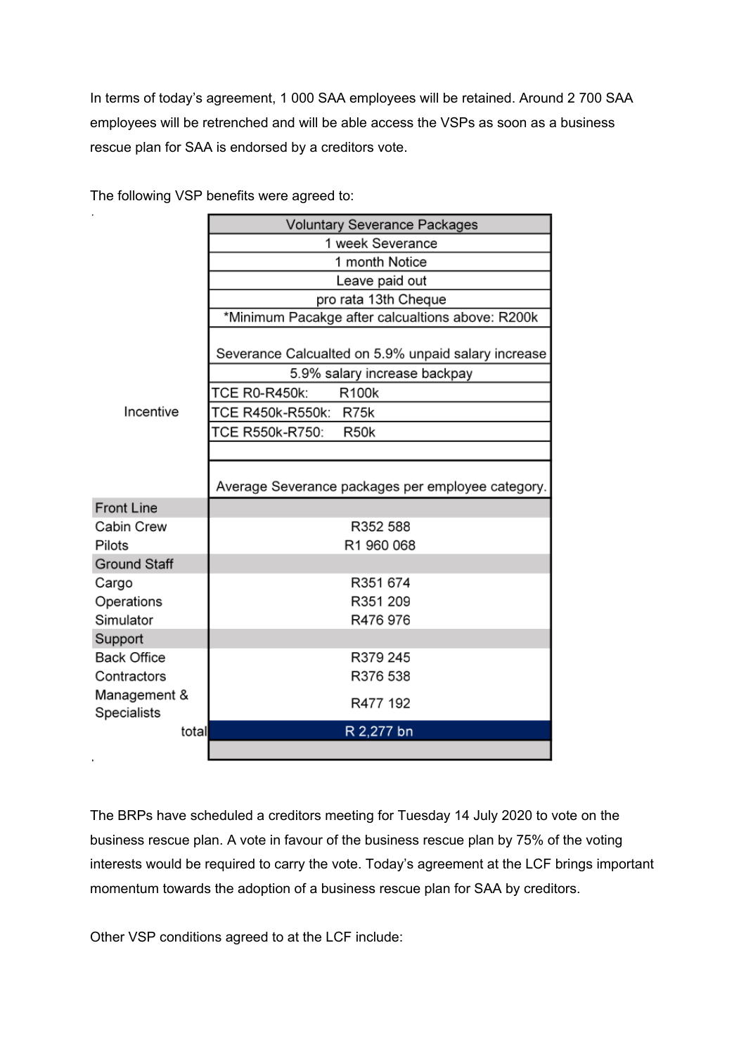In terms of today's agreement, 1 000 SAA employees will be retained. Around 2 700 SAA employees will be retrenched and will be able access the VSPs as soon as a business rescue plan for SAA is endorsed by a creditors vote.

The following VSP benefits were agreed to:

| | Voluntary Severance Packages |
|---|---|
| | 1 week Severance |
| | 1 month Notice |
| | Leave paid out |
| | pro rata 13th Cheque |
| | *Minimum Pacakge after calcualtions above: R200k |
| | Severance Calcualted on 5.9% unpaid salary increase |
| | 5.9% salary increase backpay |
| Incentive | TCE R0-R450k: R100k |
| | TCE R450k-R550k: R75k |
| | TCE R550k-R750: R50k |
| | |
| | Average Severance packages per employee category. |
| **Front Line** | |
| Cabin Crew | R352 588 |
| Pilots | R1 960 068 |
| **Ground Staff** | |
| Cargo | R351 674 |
| Operations | R351 209 |
| Simulator | R476 976 |
| **Support** | |
| Back Office | R379 245 |
| Contractors | R376 538 |
| Management & Specialists | R477 192 |
| total | R 2,277 bn |

The BRPs have scheduled a creditors meeting for Tuesday 14 July 2020 to vote on the business rescue plan. A vote in favour of the business rescue plan by 75% of the voting interests would be required to carry the vote. Today's agreement at the LCF brings important momentum towards the adoption of a business rescue plan for SAA by creditors.

Other VSP conditions agreed to at the LCF include: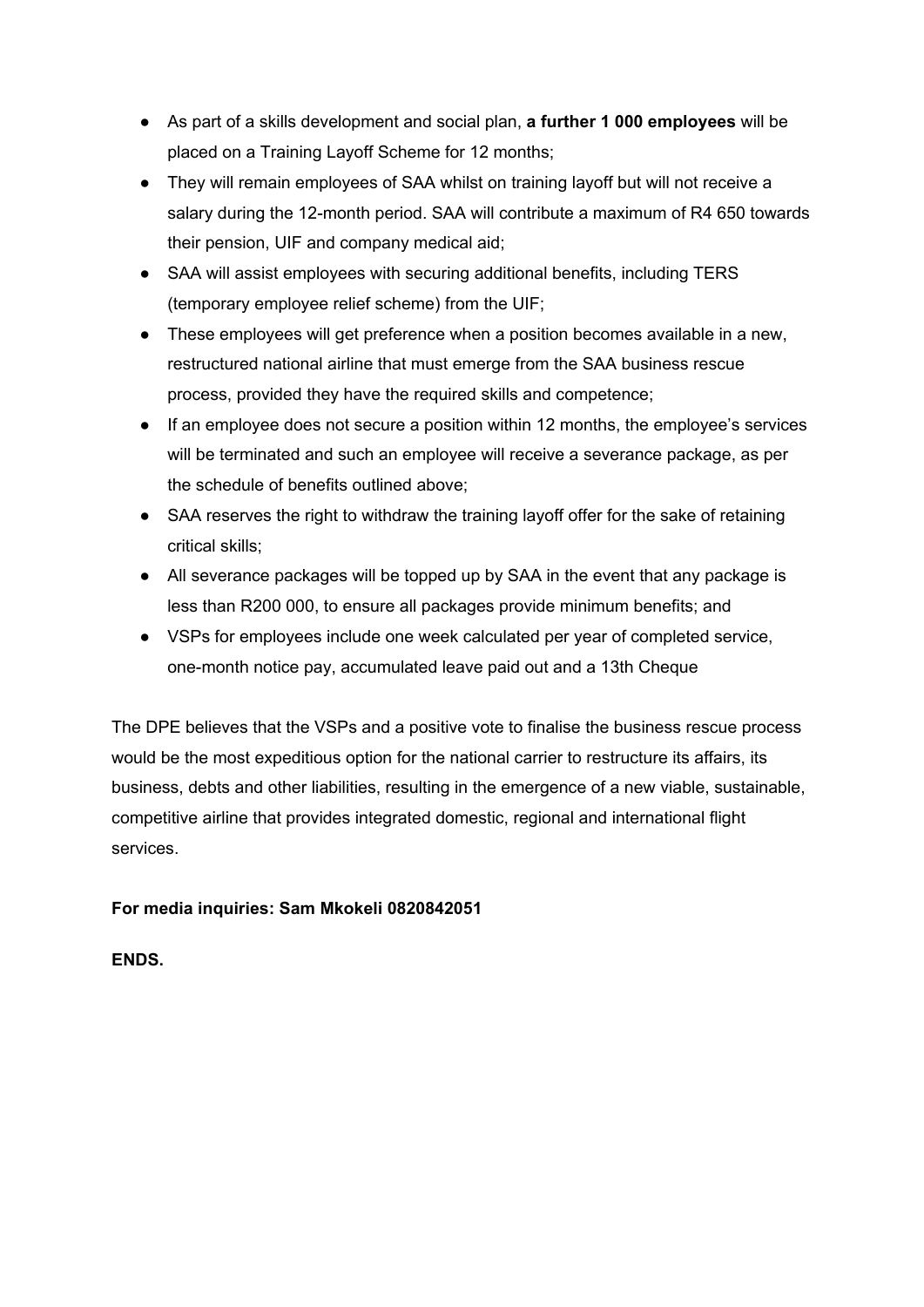- As part of a skills development and social plan, **a further 1 000 employees** will be placed on a Training Layoff Scheme for 12 months;
- They will remain employees of SAA whilst on training layoff but will not receive a salary during the 12-month period. SAA will contribute a maximum of R4 650 towards their pension, UIF and company medical aid;
- SAA will assist employees with securing additional benefits, including TERS (temporary employee relief scheme) from the UIF;
- These employees will get preference when a position becomes available in a new, restructured national airline that must emerge from the SAA business rescue process, provided they have the required skills and competence;
- If an employee does not secure a position within 12 months, the employee's services will be terminated and such an employee will receive a severance package, as per the schedule of benefits outlined above;
- SAA reserves the right to withdraw the training layoff offer for the sake of retaining critical skills;
- All severance packages will be topped up by SAA in the event that any package is less than R200 000, to ensure all packages provide minimum benefits; and
- VSPs for employees include one week calculated per year of completed service, one-month notice pay, accumulated leave paid out and a 13th Cheque

The DPE believes that the VSPs and a positive vote to finalise the business rescue process would be the most expeditious option for the national carrier to restructure its affairs, its business, debts and other liabilities, resulting in the emergence of a new viable, sustainable, competitive airline that provides integrated domestic, regional and international flight services.

**For media inquiries: Sam Mkokeli 0820842051**

**ENDS.**